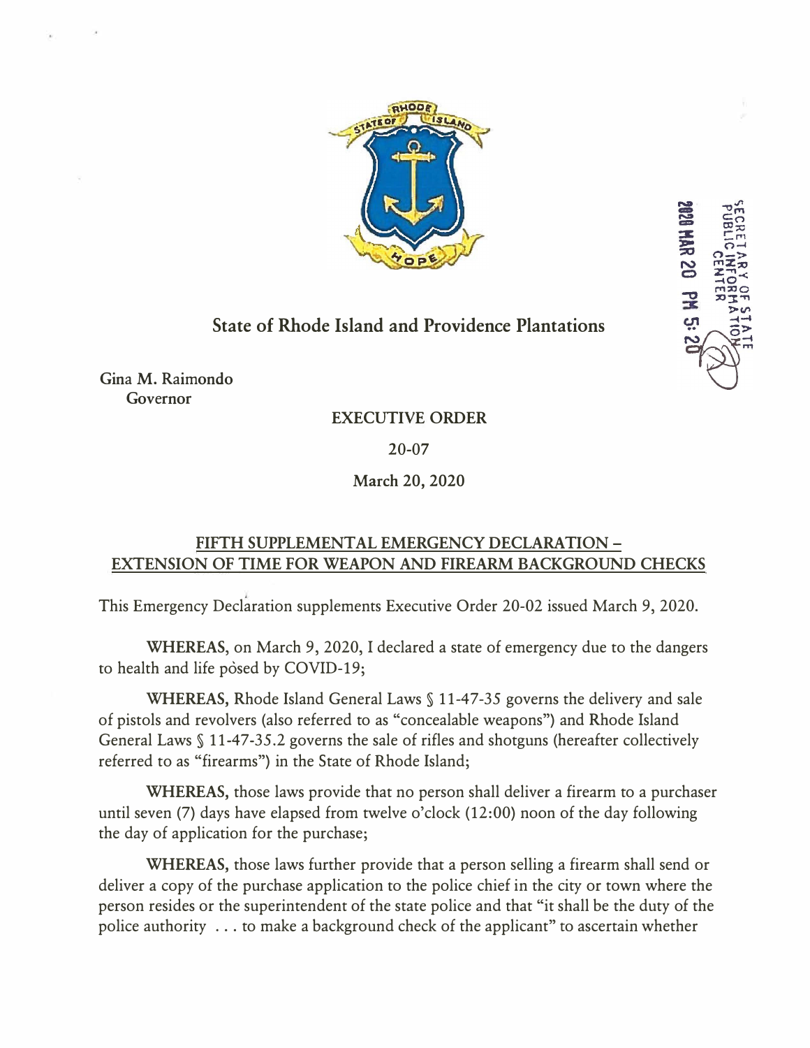State of Rhode Island and Providence Plantations

SECRETARY OF STATE PUBLIC INFORMATION CENTER 2020 MAR 20 PM 5:20

Gina M. Raimondo
Governor

# EXECUTIVE ORDER

20-07

March 20, 2020

## FIFTH SUPPLEMENTAL EMERGENCY DECLARATION – EXTENSION OF TIME FOR WEAPON AND FIREARM BACKGROUND CHECKS

This Emergency Declaration supplements Executive Order 20-02 issued March 9, 2020.

**WHEREAS,** on March 9, 2020, I declared a state of emergency due to the dangers to health and life posed by COVID-19;

**WHEREAS,** Rhode Island General Laws § 11-47-35 governs the delivery and sale of pistols and revolvers (also referred to as "concealable weapons") and Rhode Island General Laws § 11-47-35.2 governs the sale of rifles and shotguns (hereafter collectively referred to as "firearms") in the State of Rhode Island;

**WHEREAS,** those laws provide that no person shall deliver a firearm to a purchaser until seven (7) days have elapsed from twelve o'clock (12:00) noon of the day following the day of application for the purchase;

**WHEREAS,** those laws further provide that a person selling a firearm shall send or deliver a copy of the purchase application to the police chief in the city or town where the person resides or the superintendent of the state police and that "it shall be the duty of the police authority . . . to make a background check of the applicant" to ascertain whether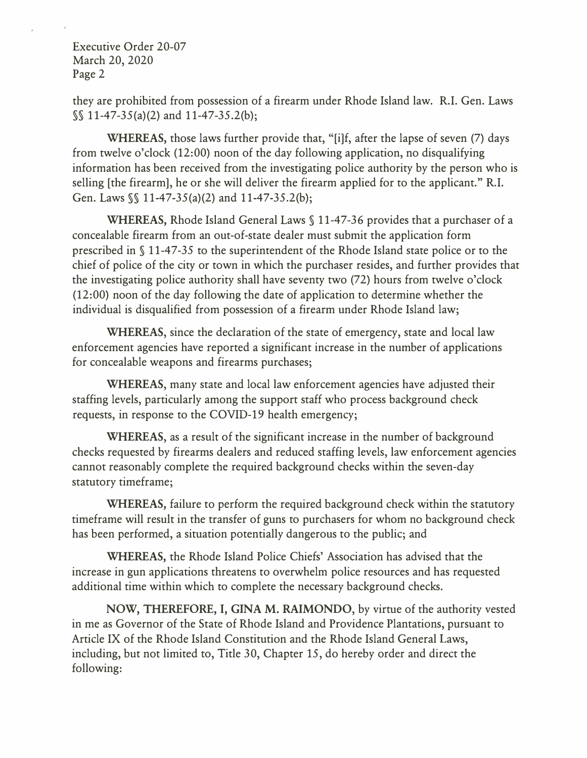they are prohibited from possession of a firearm under Rhode Island law. R.I. Gen. Laws §§ 11-47-35(a)(2) and 11-47-35.2(b);

**WHEREAS,** those laws further provide that, "[i]f, after the lapse of seven (7) days from twelve o'clock (12:00) noon of the day following application, no disqualifying information has been received from the investigating police authority by the person who is selling [the firearm], he or she will deliver the firearm applied for to the applicant." R.I. Gen. Laws §§ 11-47-35(a)(2) and 11-47-35.2(b);

**WHEREAS,** Rhode Island General Laws § 11-47-36 provides that a purchaser of a concealable firearm from an out-of-state dealer must submit the application form prescribed in § 11-47-35 to the superintendent of the Rhode Island state police or to the chief of police of the city or town in which the purchaser resides, and further provides that the investigating police authority shall have seventy two (72) hours from twelve o'clock (12:00) noon of the day following the date of application to determine whether the individual is disqualified from possession of a firearm under Rhode Island law;

**WHEREAS,** since the declaration of the state of emergency, state and local law enforcement agencies have reported a significant increase in the number of applications for concealable weapons and firearms purchases;

**WHEREAS,** many state and local law enforcement agencies have adjusted their staffing levels, particularly among the support staff who process background check requests, in response to the COVID-19 health emergency;

**WHEREAS,** as a result of the significant increase in the number of background checks requested by firearms dealers and reduced staffing levels, law enforcement agencies cannot reasonably complete the required background checks within the seven-day statutory timeframe;

**WHEREAS,** failure to perform the required background check within the statutory timeframe will result in the transfer of guns to purchasers for whom no background check has been performed, a situation potentially dangerous to the public; and

**WHEREAS,** the Rhode Island Police Chiefs' Association has advised that the increase in gun applications threatens to overwhelm police resources and has requested additional time within which to complete the necessary background checks.

**NOW, THEREFORE, I, GINA M. RAIMONDO,** by virtue of the authority vested in me as Governor of the State of Rhode Island and Providence Plantations, pursuant to Article IX of the Rhode Island Constitution and the Rhode Island General Laws, including, but not limited to, Title 30, Chapter 15, do hereby order and direct the following: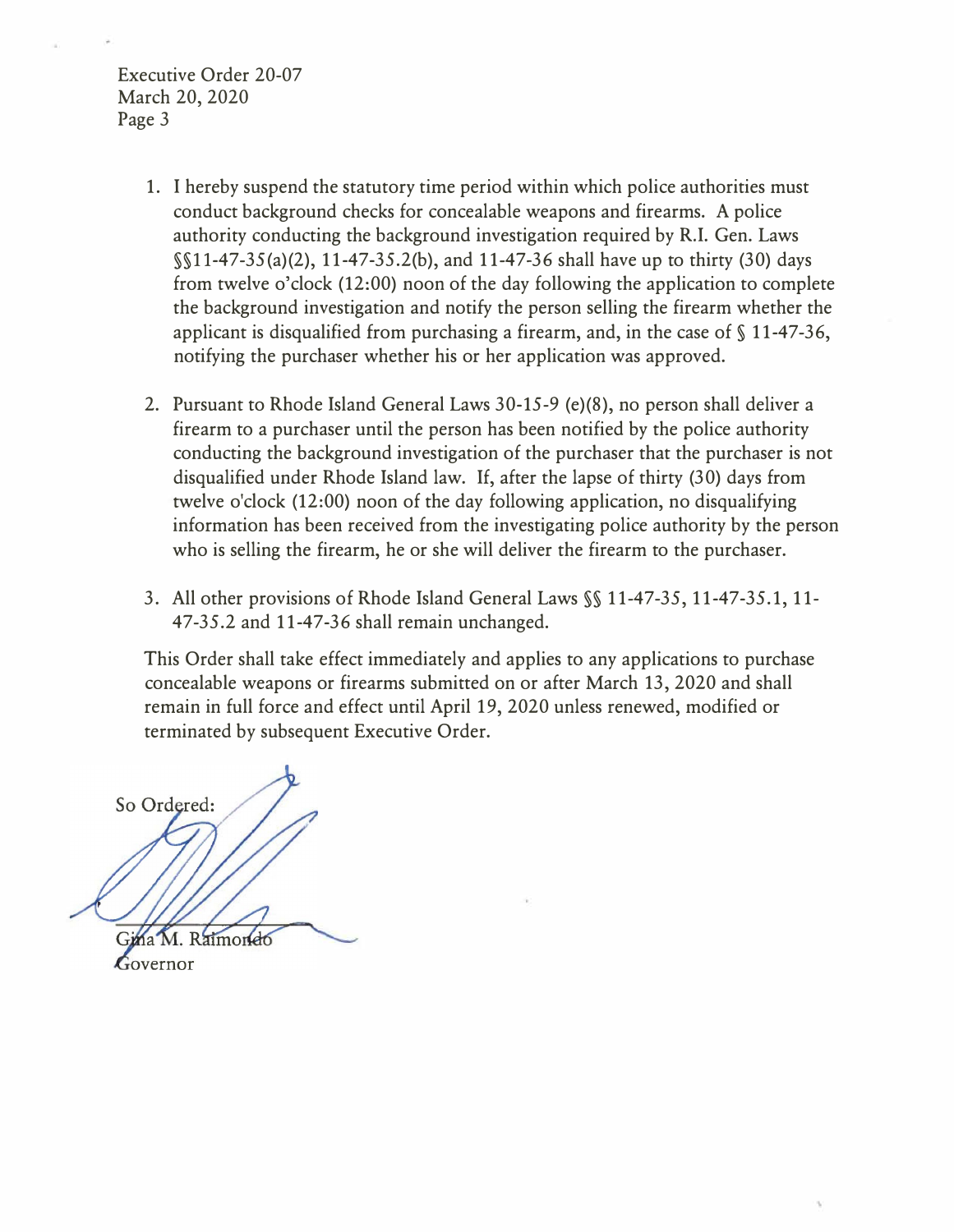1. I hereby suspend the statutory time period within which police authorities must conduct background checks for concealable weapons and firearms. A police authority conducting the background investigation required by R.I. Gen. Laws §§11-47-35(a)(2), 11-47-35.2(b), and 11-47-36 shall have up to thirty (30) days from twelve o'clock (12:00) noon of the day following the application to complete the background investigation and notify the person selling the firearm whether the applicant is disqualified from purchasing a firearm, and, in the case of § 11-47-36, notifying the purchaser whether his or her application was approved.

2. Pursuant to Rhode Island General Laws 30-15-9 (e)(8), no person shall deliver a firearm to a purchaser until the person has been notified by the police authority conducting the background investigation of the purchaser that the purchaser is not disqualified under Rhode Island law. If, after the lapse of thirty (30) days from twelve o'clock (12:00) noon of the day following application, no disqualifying information has been received from the investigating police authority by the person who is selling the firearm, he or she will deliver the firearm to the purchaser.

3. All other provisions of Rhode Island General Laws §§ 11-47-35, 11-47-35.1, 11-47-35.2 and 11-47-36 shall remain unchanged.

This Order shall take effect immediately and applies to any applications to purchase concealable weapons or firearms submitted on or after March 13, 2020 and shall remain in full force and effect until April 19, 2020 unless renewed, modified or terminated by subsequent Executive Order.

So Ordered:

Gina M. Raimondo
Governor